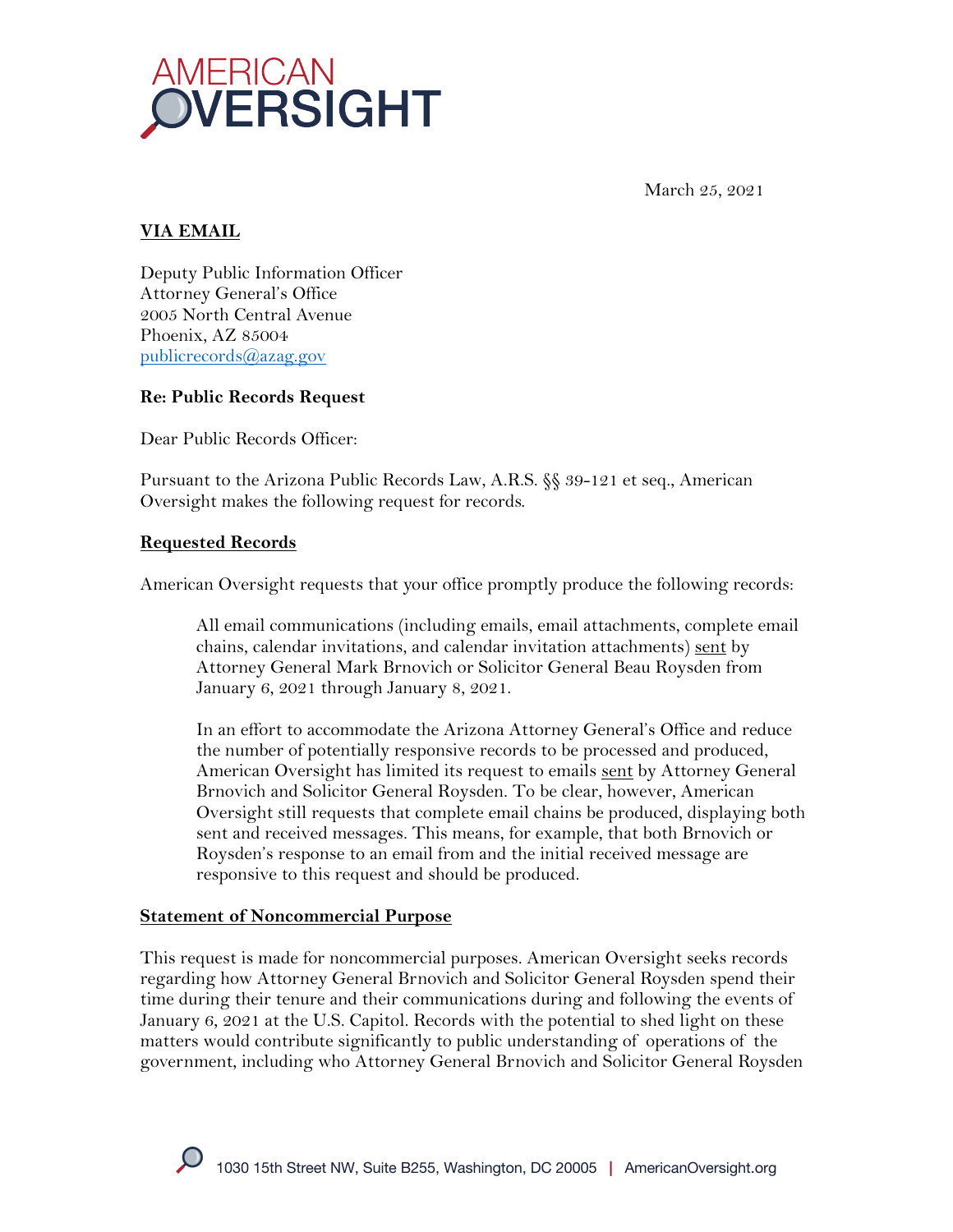AMERICAN OVERSIGHT

March 25, 2021

**VIA EMAIL**

Deputy Public Information Officer
Attorney General's Office
2005 North Central Avenue
Phoenix, AZ 85004
publicrecords@azag.gov

**Re: Public Records Request**

Dear Public Records Officer:

Pursuant to the Arizona Public Records Law, A.R.S. §§ 39-121 et seq., American Oversight makes the following request for records.

**Requested Records**

American Oversight requests that your office promptly produce the following records:

> All email communications (including emails, email attachments, complete email chains, calendar invitations, and calendar invitation attachments) sent by Attorney General Mark Brnovich or Solicitor General Beau Roysden from January 6, 2021 through January 8, 2021.
>
> In an effort to accommodate the Arizona Attorney General's Office and reduce the number of potentially responsive records to be processed and produced, American Oversight has limited its request to emails sent by Attorney General Brnovich and Solicitor General Roysden. To be clear, however, American Oversight still requests that complete email chains be produced, displaying both sent and received messages. This means, for example, that both Brnovich or Roysden's response to an email from and the initial received message are responsive to this request and should be produced.

**Statement of Noncommercial Purpose**

This request is made for noncommercial purposes. American Oversight seeks records regarding how Attorney General Brnovich and Solicitor General Roysden spend their time during their tenure and their communications during and following the events of January 6, 2021 at the U.S. Capitol. Records with the potential to shed light on these matters would contribute significantly to public understanding of operations of the government, including who Attorney General Brnovich and Solicitor General Roysden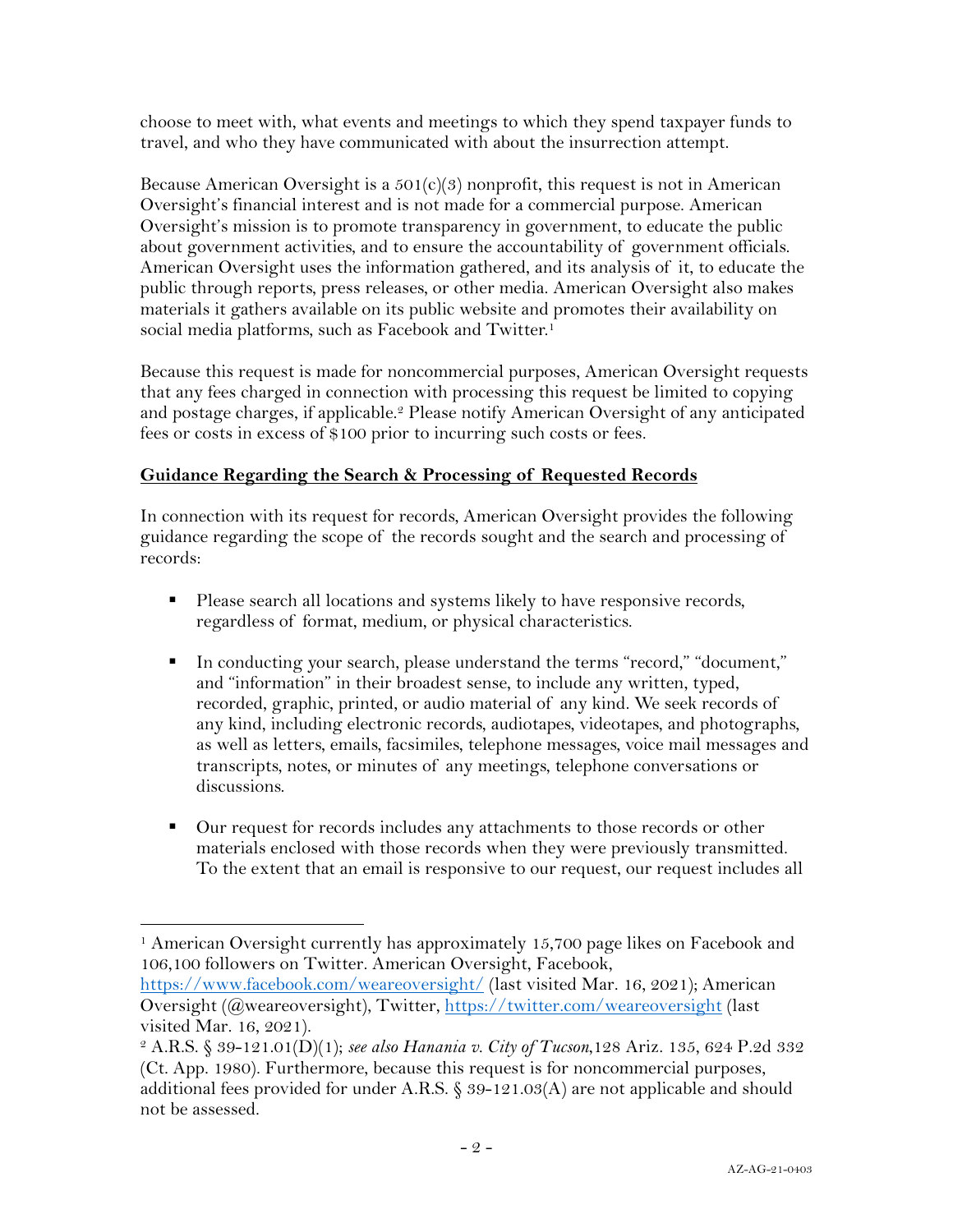choose to meet with, what events and meetings to which they spend taxpayer funds to travel, and who they have communicated with about the insurrection attempt.

Because American Oversight is a 501(c)(3) nonprofit, this request is not in American Oversight's financial interest and is not made for a commercial purpose. American Oversight's mission is to promote transparency in government, to educate the public about government activities, and to ensure the accountability of government officials. American Oversight uses the information gathered, and its analysis of it, to educate the public through reports, press releases, or other media. American Oversight also makes materials it gathers available on its public website and promotes their availability on social media platforms, such as Facebook and Twitter.[1]

Because this request is made for noncommercial purposes, American Oversight requests that any fees charged in connection with processing this request be limited to copying and postage charges, if applicable.[2] Please notify American Oversight of any anticipated fees or costs in excess of $100 prior to incurring such costs or fees.

**Guidance Regarding the Search & Processing of Requested Records**

In connection with its request for records, American Oversight provides the following guidance regarding the scope of the records sought and the search and processing of records:

- Please search all locations and systems likely to have responsive records, regardless of format, medium, or physical characteristics.
- In conducting your search, please understand the terms "record," "document," and "information" in their broadest sense, to include any written, typed, recorded, graphic, printed, or audio material of any kind. We seek records of any kind, including electronic records, audiotapes, videotapes, and photographs, as well as letters, emails, facsimiles, telephone messages, voice mail messages and transcripts, notes, or minutes of any meetings, telephone conversations or discussions.
- Our request for records includes any attachments to those records or other materials enclosed with those records when they were previously transmitted. To the extent that an email is responsive to our request, our request includes all

---

[1] American Oversight currently has approximately 15,700 page likes on Facebook and 106,100 followers on Twitter. American Oversight, Facebook, https://www.facebook.com/weareoversight/ (last visited Mar. 16, 2021); American Oversight (@weareoversight), Twitter, https://twitter.com/weareoversight (last visited Mar. 16, 2021).

[2] A.R.S. § 39-121.01(D)(1); *see also Hanania v. City of Tucson*,128 Ariz. 135, 624 P.2d 332 (Ct. App. 1980). Furthermore, because this request is for noncommercial purposes, additional fees provided for under A.R.S. § 39-121.03(A) are not applicable and should not be assessed.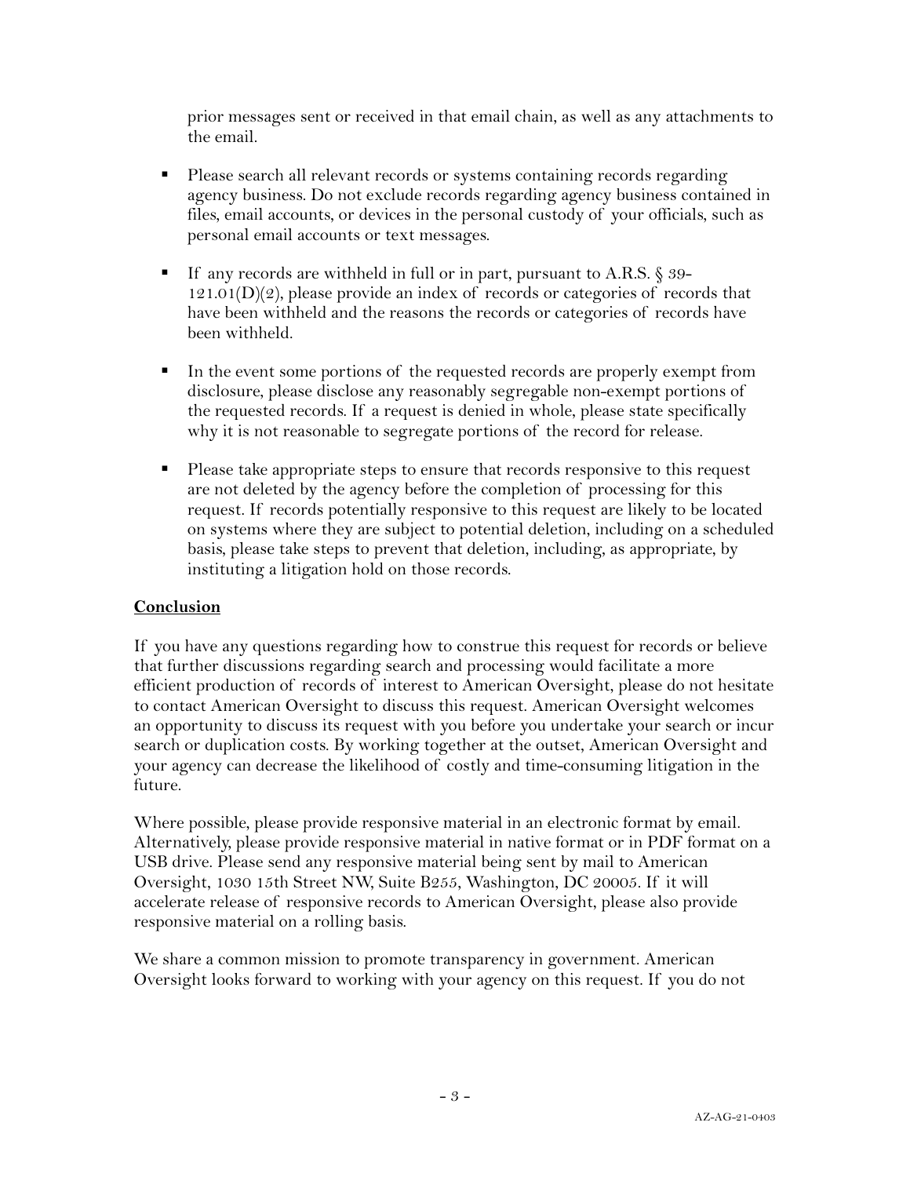prior messages sent or received in that email chain, as well as any attachments to the email.

- Please search all relevant records or systems containing records regarding agency business. Do not exclude records regarding agency business contained in files, email accounts, or devices in the personal custody of your officials, such as personal email accounts or text messages.
- If any records are withheld in full or in part, pursuant to A.R.S. § 39-121.01(D)(2), please provide an index of records or categories of records that have been withheld and the reasons the records or categories of records have been withheld.
- In the event some portions of the requested records are properly exempt from disclosure, please disclose any reasonably segregable non-exempt portions of the requested records. If a request is denied in whole, please state specifically why it is not reasonable to segregate portions of the record for release.
- Please take appropriate steps to ensure that records responsive to this request are not deleted by the agency before the completion of processing for this request. If records potentially responsive to this request are likely to be located on systems where they are subject to potential deletion, including on a scheduled basis, please take steps to prevent that deletion, including, as appropriate, by instituting a litigation hold on those records.

## Conclusion

If you have any questions regarding how to construe this request for records or believe that further discussions regarding search and processing would facilitate a more efficient production of records of interest to American Oversight, please do not hesitate to contact American Oversight to discuss this request. American Oversight welcomes an opportunity to discuss its request with you before you undertake your search or incur search or duplication costs. By working together at the outset, American Oversight and your agency can decrease the likelihood of costly and time-consuming litigation in the future.

Where possible, please provide responsive material in an electronic format by email. Alternatively, please provide responsive material in native format or in PDF format on a USB drive. Please send any responsive material being sent by mail to American Oversight, 1030 15th Street NW, Suite B255, Washington, DC 20005. If it will accelerate release of responsive records to American Oversight, please also provide responsive material on a rolling basis.

We share a common mission to promote transparency in government. American Oversight looks forward to working with your agency on this request. If you do not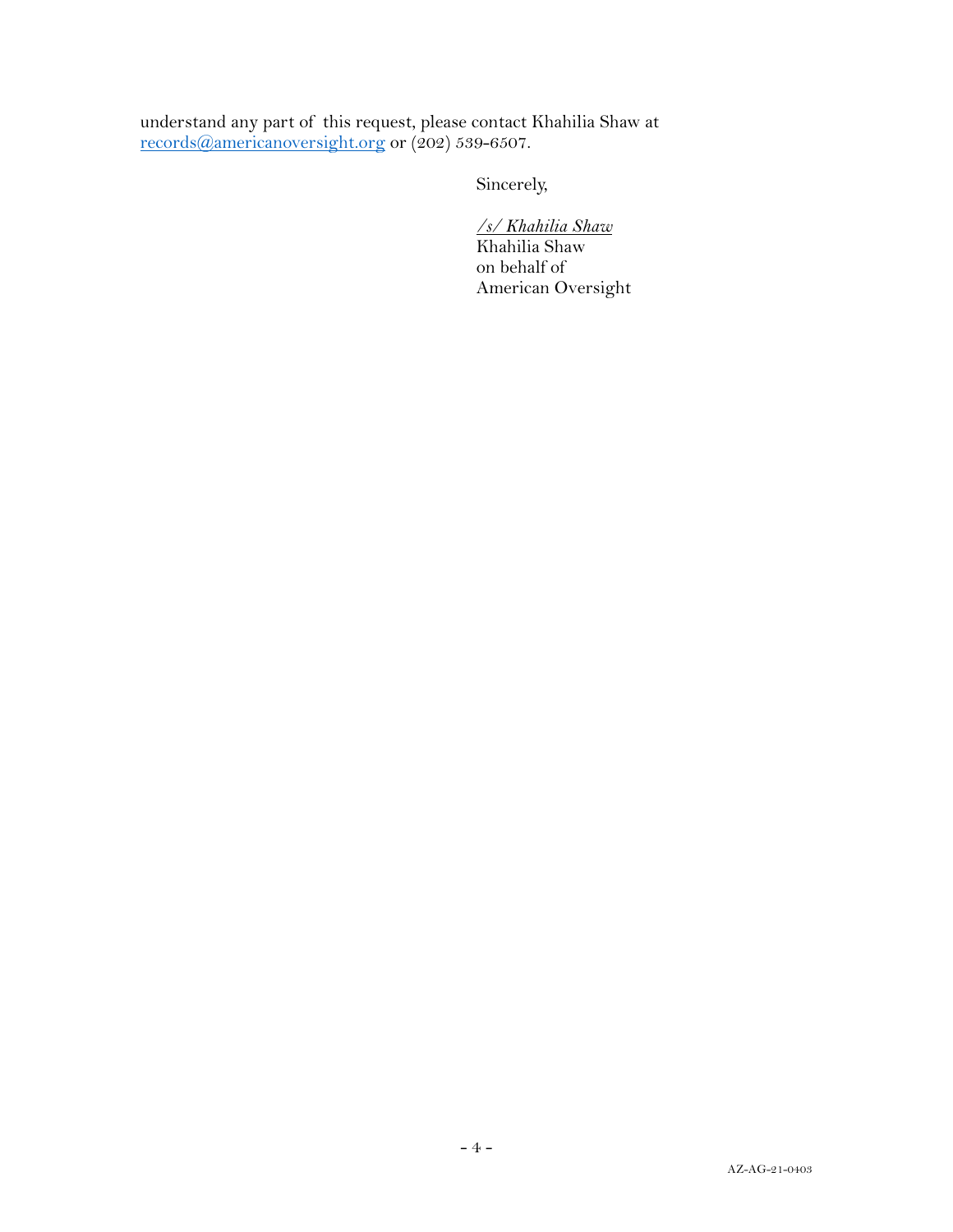understand any part of this request, please contact Khahilia Shaw at [records@americanoversight.org](mailto:records@americanoversight.org) or (202) 539-6507.

Sincerely,

*/s/ Khahilia Shaw*
Khahilia Shaw
on behalf of
American Oversight

AZ-AG-21-0403